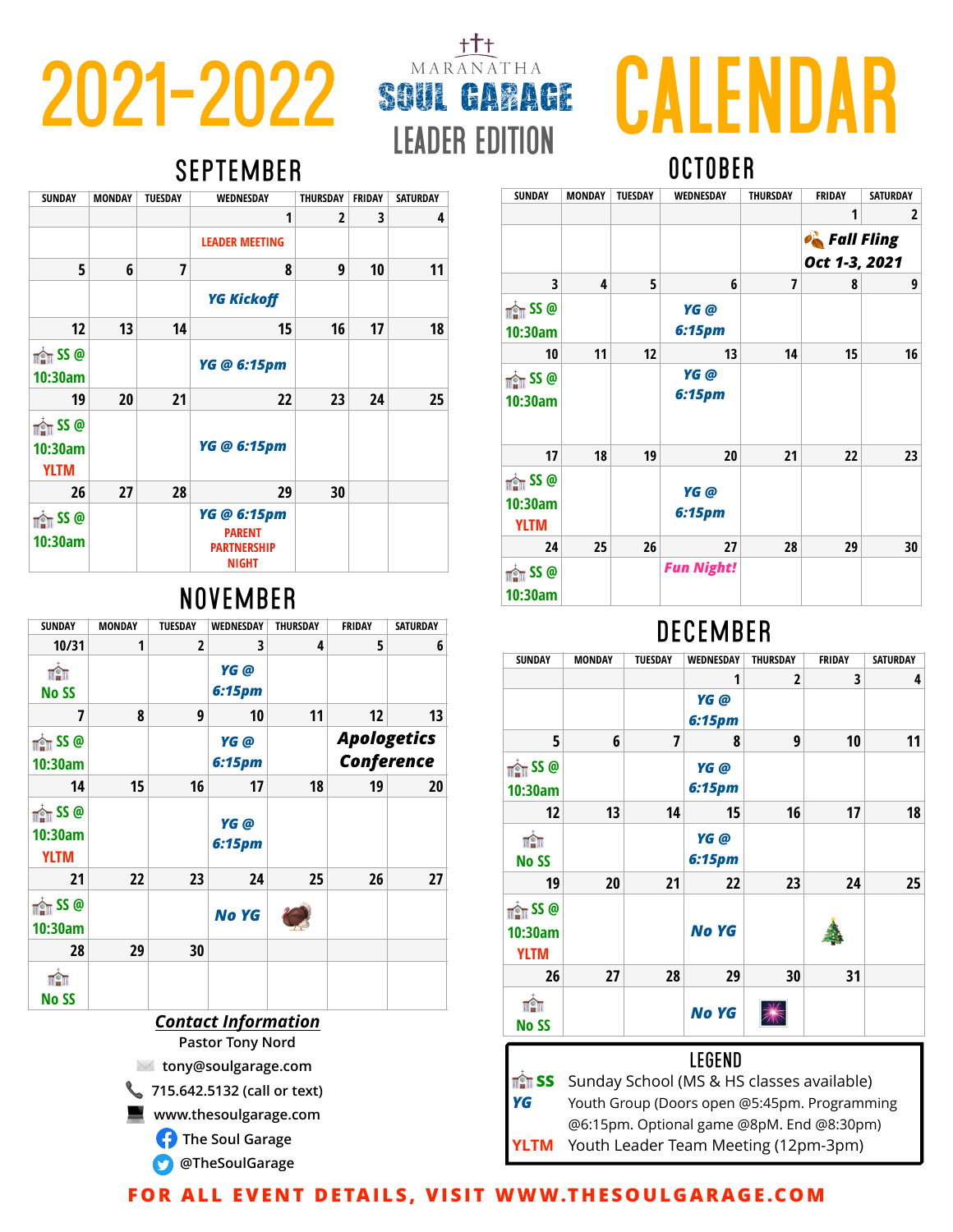# 2021-2022 CALENDAR

MARANATHA SOUL GARAGE
LEADER EDITION

## SEPTEMBER

| SUNDAY | MONDAY | TUESDAY | WEDNESDAY | THURSDAY | FRIDAY | SATURDAY |
|---|---|---|---|---|---|---|
| | | | 1 | 2 | 3 | 4 |
| | | | LEADER MEETING | | | |
| 5 | 6 | 7 | 8 | 9 | 10 | 11 |
| | | | YG Kickoff | | | |
| 12 | 13 | 14 | 15 | 16 | 17 | 18 |
| SS @ 10:30am | | | YG @ 6:15pm | | | |
| 19 | 20 | 21 | 22 | 23 | 24 | 25 |
| SS @ 10:30am YLTM | | | YG @ 6:15pm | | | |
| 26 | 27 | 28 | 29 | 30 | | |
| SS @ 10:30am | | | YG @ 6:15pm PARENT PARTNERSHIP NIGHT | | | |

## OCTOBER

| SUNDAY | MONDAY | TUESDAY | WEDNESDAY | THURSDAY | FRIDAY | SATURDAY |
|---|---|---|---|---|---|---|
| | | | | | 1 | 2 |
| | | | | | Fall Fling Oct 1-3, 2021 | |
| 3 | 4 | 5 | 6 | 7 | 8 | 9 |
| SS @ 10:30am | | | YG @ 6:15pm | | | |
| 10 | 11 | 12 | 13 | 14 | 15 | 16 |
| SS @ 10:30am | | | YG @ 6:15pm | | | |
| 17 | 18 | 19 | 20 | 21 | 22 | 23 |
| SS @ 10:30am YLTM | | | YG @ 6:15pm | | | |
| 24 | 25 | 26 | 27 | 28 | 29 | 30 |
| SS @ 10:30am | | | Fun Night! | | | |

## NOVEMBER

| SUNDAY | MONDAY | TUESDAY | WEDNESDAY | THURSDAY | FRIDAY | SATURDAY |
|---|---|---|---|---|---|---|
| 10/31 | 1 | 2 | 3 | 4 | 5 | 6 |
| No SS | | | YG @ 6:15pm | | | |
| 7 | 8 | 9 | 10 | 11 | 12 | 13 |
| SS @ 10:30am | | | YG @ 6:15pm | | Apologetics Conference | |
| 14 | 15 | 16 | 17 | 18 | 19 | 20 |
| SS @ 10:30am YLTM | | | YG @ 6:15pm | | | |
| 21 | 22 | 23 | 24 | 25 | 26 | 27 |
| SS @ 10:30am | | | No YG | | | |
| 28 | 29 | 30 | | | | |
| No SS | | | | | | |

## DECEMBER

| SUNDAY | MONDAY | TUESDAY | WEDNESDAY | THURSDAY | FRIDAY | SATURDAY |
|---|---|---|---|---|---|---|
| | | | 1 | 2 | 3 | 4 |
| | | | YG @ 6:15pm | | | |
| 5 | 6 | 7 | 8 | 9 | 10 | 11 |
| SS @ 10:30am | | | YG @ 6:15pm | | | |
| 12 | 13 | 14 | 15 | 16 | 17 | 18 |
| No SS | | | YG @ 6:15pm | | | |
| 19 | 20 | 21 | 22 | 23 | 24 | 25 |
| SS @ 10:30am YLTM | | | No YG | | | |
| 26 | 27 | 28 | 29 | 30 | 31 | |
| No SS | | | No YG | | | |

### Contact Information

Pastor Tony Nord

tony@soulgarage.com

715.642.5132 (call or text)

www.thesoulgarage.com

The Soul Garage

@TheSoulGarage

### LEGEND

- **SS** Sunday School (MS & HS classes available)
- **YG** Youth Group (Doors open @5:45pm. Programming @6:15pm. Optional game @8pM. End @8:30pm)
- **YLTM** Youth Leader Team Meeting (12pm-3pm)

**FOR ALL EVENT DETAILS, VISIT WWW.THESOULGARAGE.COM**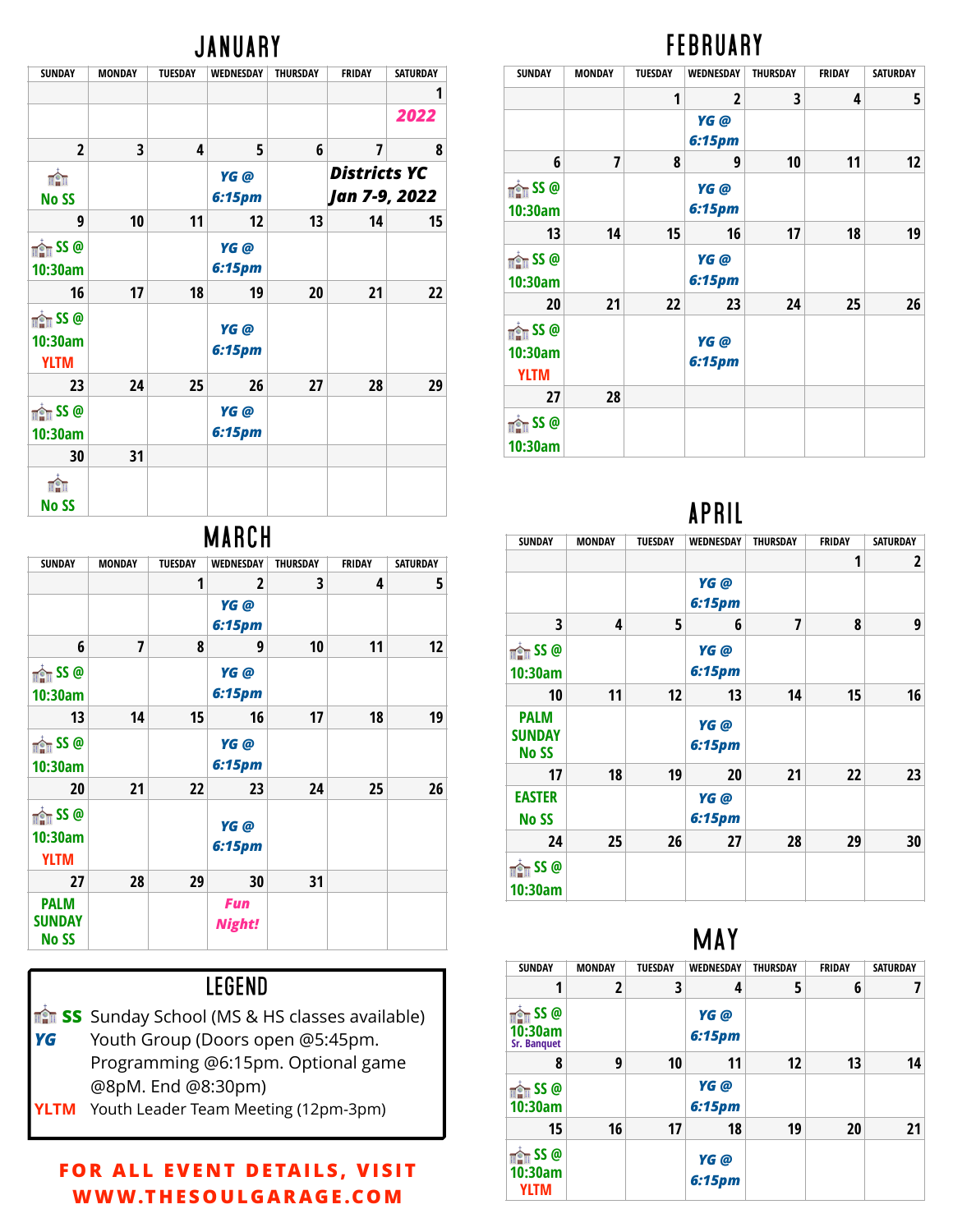# JANUARY

| SUNDAY | MONDAY | TUESDAY | WEDNESDAY | THURSDAY | FRIDAY | SATURDAY |
|---|---|---|---|---|---|---|
| | | | | | | 1 2022 |
| 2 No SS | 3 | 4 | 5 YG @ 6:15pm | 6 | 7 Districts YC Jan 7-9, 2022 | 8 |
| 9 SS @ 10:30am | 10 | 11 | 12 YG @ 6:15pm | 13 | 14 | 15 |
| 16 SS @ 10:30am YLTM | 17 | 18 | 19 YG @ 6:15pm | 20 | 21 | 22 |
| 23 SS @ 10:30am | 24 | 25 | 26 YG @ 6:15pm | 27 | 28 | 29 |
| 30 No SS | 31 | | | | | |

# FEBRUARY

| SUNDAY | MONDAY | TUESDAY | WEDNESDAY | THURSDAY | FRIDAY | SATURDAY |
|---|---|---|---|---|---|---|
| | | 1 | 2 YG @ 6:15pm | 3 | 4 | 5 |
| 6 SS @ 10:30am | 7 | 8 | 9 YG @ 6:15pm | 10 | 11 | 12 |
| 13 SS @ 10:30am | 14 | 15 | 16 YG @ 6:15pm | 17 | 18 | 19 |
| 20 SS @ 10:30am YLTM | 21 | 22 | 23 YG @ 6:15pm | 24 | 25 | 26 |
| 27 SS @ 10:30am | 28 | | | | | |

# MARCH

| SUNDAY | MONDAY | TUESDAY | WEDNESDAY | THURSDAY | FRIDAY | SATURDAY |
|---|---|---|---|---|---|---|
| | | 1 | 2 YG @ 6:15pm | 3 | 4 | 5 |
| 6 SS @ 10:30am | 7 | 8 | 9 YG @ 6:15pm | 10 | 11 | 12 |
| 13 SS @ 10:30am | 14 | 15 | 16 YG @ 6:15pm | 17 | 18 | 19 |
| 20 SS @ 10:30am YLTM | 21 | 22 | 23 YG @ 6:15pm | 24 | 25 | 26 |
| 27 PALM SUNDAY No SS | 28 | 29 | 30 Fun Night! | 31 | | |

# APRIL

| SUNDAY | MONDAY | TUESDAY | WEDNESDAY | THURSDAY | FRIDAY | SATURDAY |
|---|---|---|---|---|---|---|
| | | | YG @ 6:15pm | | 1 | 2 |
| 3 SS @ 10:30am | 4 | 5 | 6 YG @ 6:15pm | 7 | 8 | 9 |
| 10 PALM SUNDAY No SS | 11 | 12 | 13 YG @ 6:15pm | 14 | 15 | 16 |
| 17 EASTER No SS | 18 | 19 | 20 YG @ 6:15pm | 21 | 22 | 23 |
| 24 SS @ 10:30am | 25 | 26 | 27 | 28 | 29 | 30 |

# MAY

| SUNDAY | MONDAY | TUESDAY | WEDNESDAY | THURSDAY | FRIDAY | SATURDAY |
|---|---|---|---|---|---|---|
| 1 SS @ 10:30am Sr. Banquet | 2 | 3 | 4 YG @ 6:15pm | 5 | 6 | 7 |
| 8 SS @ 10:30am | 9 | 10 | 11 YG @ 6:15pm | 12 | 13 | 14 |
| 15 SS @ 10:30am YLTM | 16 | 17 | 18 YG @ 6:15pm | 19 | 20 | 21 |

# LEGEND

**SS** Sunday School (MS & HS classes available)

**YG** Youth Group (Doors open @5:45pm. Programming @6:15pm. Optional game @8pM. End @8:30pm)

**YLTM** Youth Leader Team Meeting (12pm-3pm)

**FOR ALL EVENT DETAILS, VISIT WWW.THESOULGARAGE.COM**